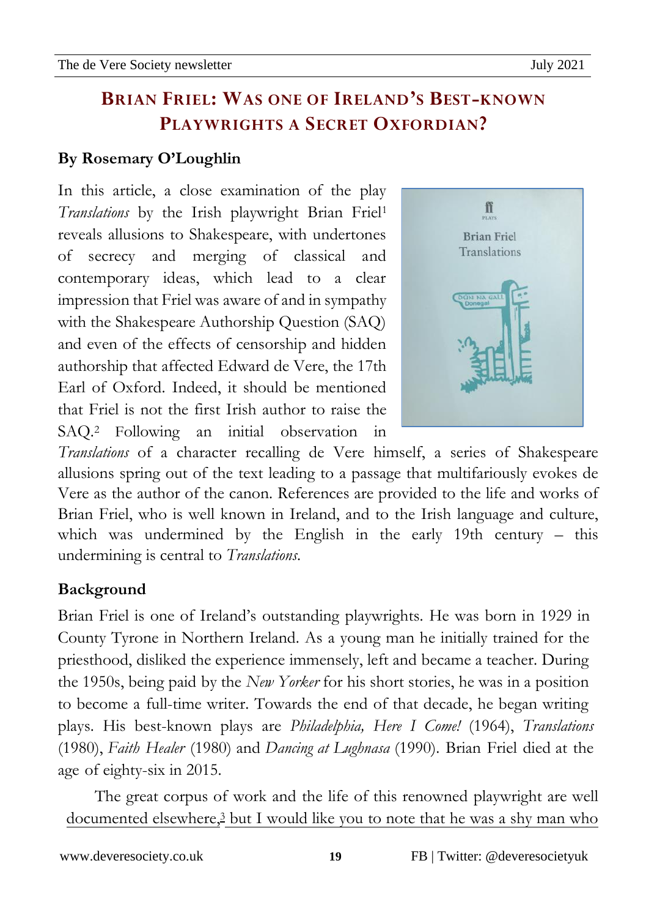# Brian Friel: Was one of Ireland's Best-known Playwrights a Secret Oxfordian?

**By Rosemary O'Loughlin**

In this article, a close examination of the play *Translations* by the Irish playwright Brian Friel[1] reveals allusions to Shakespeare, with undertones of secrecy and merging of classical and contemporary ideas, which lead to a clear impression that Friel was aware of and in sympathy with the Shakespeare Authorship Question (SAQ) and even of the effects of censorship and hidden authorship that affected Edward de Vere, the 17th Earl of Oxford. Indeed, it should be mentioned that Friel is not the first Irish author to raise the SAQ.[2] Following an initial observation in *Translations* of a character recalling de Vere himself, a series of Shakespeare allusions spring out of the text leading to a passage that multifariously evokes de Vere as the author of the canon. References are provided to the life and works of Brian Friel, who is well known in Ireland, and to the Irish language and culture, which was undermined by the English in the early 19th century – this undermining is central to *Translations.*

## Background

Brian Friel is one of Ireland's outstanding playwrights. He was born in 1929 in County Tyrone in Northern Ireland. As a young man he initially trained for the priesthood, disliked the experience immensely, left and became a teacher. During the 1950s, being paid by the *New Yorker* for his short stories, he was in a position to become a full-time writer. Towards the end of that decade, he began writing plays. His best-known plays are *Philadelphia, Here I Come!* (1964), *Translations* (1980), *Faith Healer* (1980) and *Dancing at Lughnasa* (1990). Brian Friel died at the age of eighty-six in 2015.

The great corpus of work and the life of this renowned playwright are well documented elsewhere,[3] but I would like you to note that he was a shy man who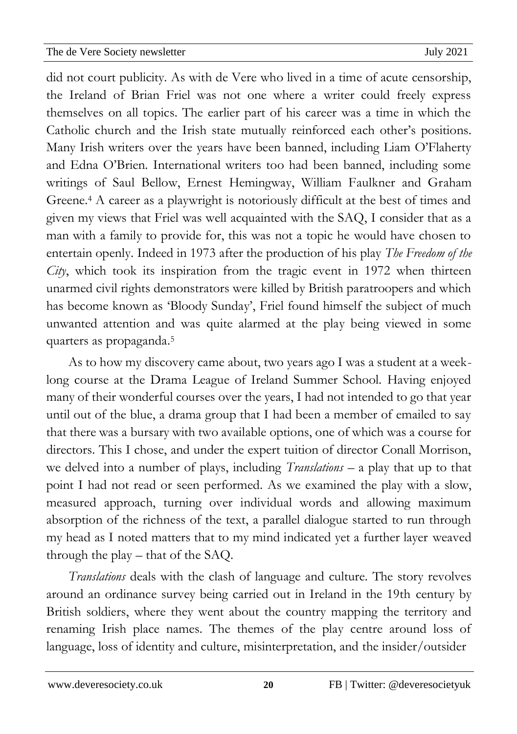did not court publicity. As with de Vere who lived in a time of acute censorship, the Ireland of Brian Friel was not one where a writer could freely express themselves on all topics. The earlier part of his career was a time in which the Catholic church and the Irish state mutually reinforced each other's positions. Many Irish writers over the years have been banned, including Liam O'Flaherty and Edna O'Brien. International writers too had been banned, including some writings of Saul Bellow, Ernest Hemingway, William Faulkner and Graham Greene.[4] A career as a playwright is notoriously difficult at the best of times and given my views that Friel was well acquainted with the SAQ, I consider that as a man with a family to provide for, this was not a topic he would have chosen to entertain openly. Indeed in 1973 after the production of his play *The Freedom of the City*, which took its inspiration from the tragic event in 1972 when thirteen unarmed civil rights demonstrators were killed by British paratroopers and which has become known as 'Bloody Sunday', Friel found himself the subject of much unwanted attention and was quite alarmed at the play being viewed in some quarters as propaganda.[5]

As to how my discovery came about, two years ago I was a student at a week-long course at the Drama League of Ireland Summer School. Having enjoyed many of their wonderful courses over the years, I had not intended to go that year until out of the blue, a drama group that I had been a member of emailed to say that there was a bursary with two available options, one of which was a course for directors. This I chose, and under the expert tuition of director Conall Morrison, we delved into a number of plays, including *Translations* – a play that up to that point I had not read or seen performed. As we examined the play with a slow, measured approach, turning over individual words and allowing maximum absorption of the richness of the text, a parallel dialogue started to run through my head as I noted matters that to my mind indicated yet a further layer weaved through the play – that of the SAQ.

*Translations* deals with the clash of language and culture. The story revolves around an ordinance survey being carried out in Ireland in the 19th century by British soldiers, where they went about the country mapping the territory and renaming Irish place names. The themes of the play centre around loss of language, loss of identity and culture, misinterpretation, and the insider/outsider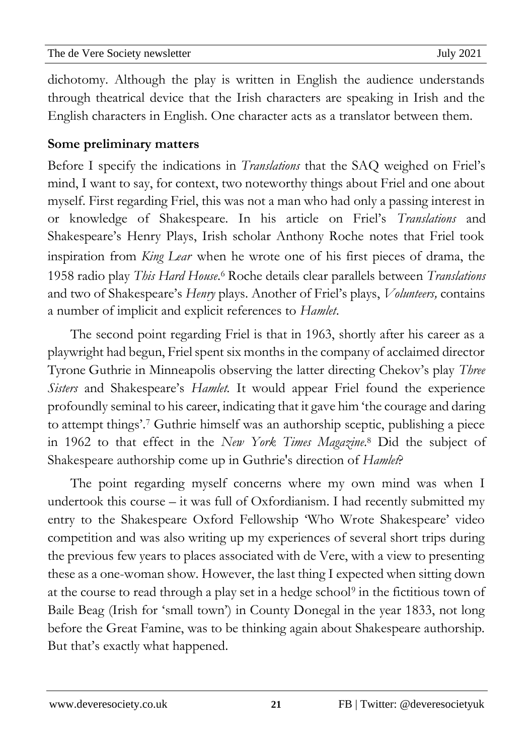dichotomy. Although the play is written in English the audience understands through theatrical device that the Irish characters are speaking in Irish and the English characters in English. One character acts as a translator between them.

**Some preliminary matters**

Before I specify the indications in *Translations* that the SAQ weighed on Friel's mind, I want to say, for context, two noteworthy things about Friel and one about myself. First regarding Friel, this was not a man who had only a passing interest in or knowledge of Shakespeare. In his article on Friel's *Translations* and Shakespeare's Henry Plays, Irish scholar Anthony Roche notes that Friel took inspiration from *King Lear* when he wrote one of his first pieces of drama, the 1958 radio play *This Hard House*.[6] Roche details clear parallels between *Translations* and two of Shakespeare's *Henry* plays. Another of Friel's plays, *Volunteers,* contains a number of implicit and explicit references to *Hamlet*.

The second point regarding Friel is that in 1963, shortly after his career as a playwright had begun, Friel spent six months in the company of acclaimed director Tyrone Guthrie in Minneapolis observing the latter directing Chekov's play *Three Sisters* and Shakespeare's *Hamlet.* It would appear Friel found the experience profoundly seminal to his career, indicating that it gave him 'the courage and daring to attempt things'.[7] Guthrie himself was an authorship sceptic, publishing a piece in 1962 to that effect in the *New York Times Magazine*.[8] Did the subject of Shakespeare authorship come up in Guthrie's direction of *Hamlet*?

The point regarding myself concerns where my own mind was when I undertook this course – it was full of Oxfordianism. I had recently submitted my entry to the Shakespeare Oxford Fellowship 'Who Wrote Shakespeare' video competition and was also writing up my experiences of several short trips during the previous few years to places associated with de Vere, with a view to presenting these as a one-woman show. However, the last thing I expected when sitting down at the course to read through a play set in a hedge school[9] in the fictitious town of Baile Beag (Irish for 'small town') in County Donegal in the year 1833, not long before the Great Famine, was to be thinking again about Shakespeare authorship. But that's exactly what happened.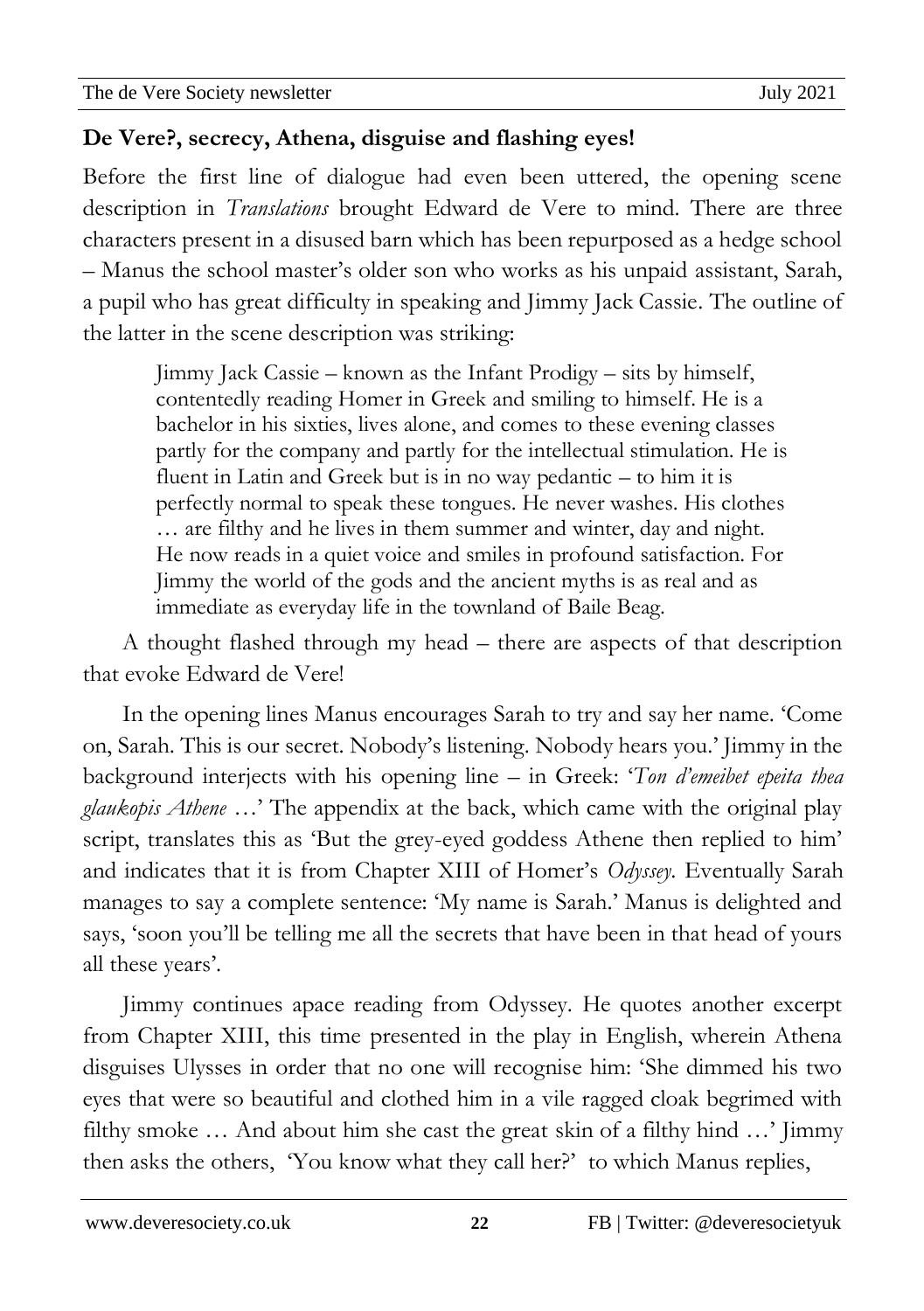**De Vere?, secrecy, Athena, disguise and flashing eyes!**

Before the first line of dialogue had even been uttered, the opening scene description in *Translations* brought Edward de Vere to mind. There are three characters present in a disused barn which has been repurposed as a hedge school – Manus the school master's older son who works as his unpaid assistant, Sarah, a pupil who has great difficulty in speaking and Jimmy Jack Cassie. The outline of the latter in the scene description was striking:

> Jimmy Jack Cassie – known as the Infant Prodigy – sits by himself, contentedly reading Homer in Greek and smiling to himself. He is a bachelor in his sixties, lives alone, and comes to these evening classes partly for the company and partly for the intellectual stimulation. He is fluent in Latin and Greek but is in no way pedantic – to him it is perfectly normal to speak these tongues. He never washes. His clothes … are filthy and he lives in them summer and winter, day and night. He now reads in a quiet voice and smiles in profound satisfaction. For Jimmy the world of the gods and the ancient myths is as real and as immediate as everyday life in the townland of Baile Beag.

A thought flashed through my head – there are aspects of that description that evoke Edward de Vere!

In the opening lines Manus encourages Sarah to try and say her name. 'Come on, Sarah. This is our secret. Nobody's listening. Nobody hears you.' Jimmy in the background interjects with his opening line – in Greek: '*Ton d'emeibet epeita thea glaukopis Athene* …' The appendix at the back, which came with the original play script, translates this as 'But the grey-eyed goddess Athene then replied to him' and indicates that it is from Chapter XIII of Homer's *Odyssey*. Eventually Sarah manages to say a complete sentence: 'My name is Sarah.' Manus is delighted and says, 'soon you'll be telling me all the secrets that have been in that head of yours all these years'.

Jimmy continues apace reading from Odyssey. He quotes another excerpt from Chapter XIII, this time presented in the play in English, wherein Athena disguises Ulysses in order that no one will recognise him: 'She dimmed his two eyes that were so beautiful and clothed him in a vile ragged cloak begrimed with filthy smoke … And about him she cast the great skin of a filthy hind …' Jimmy then asks the others, 'You know what they call her?' to which Manus replies,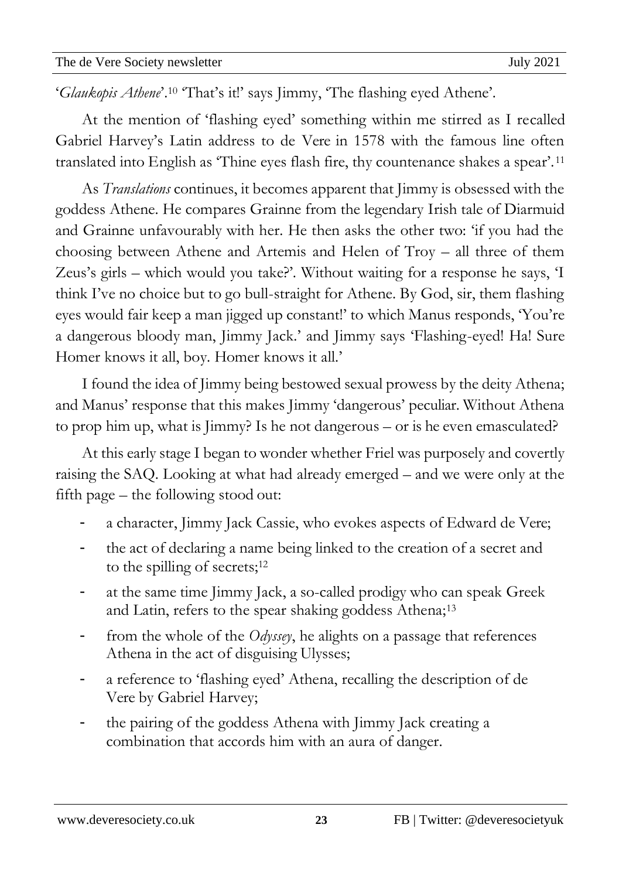'*Glaukopis Athene*'.[10] 'That's it!' says Jimmy, 'The flashing eyed Athene'.

At the mention of 'flashing eyed' something within me stirred as I recalled Gabriel Harvey's Latin address to de Vere in 1578 with the famous line often translated into English as 'Thine eyes flash fire, thy countenance shakes a spear'.[11]

As *Translations* continues, it becomes apparent that Jimmy is obsessed with the goddess Athene. He compares Grainne from the legendary Irish tale of Diarmuid and Grainne unfavourably with her. He then asks the other two: 'if you had the choosing between Athene and Artemis and Helen of Troy – all three of them Zeus's girls – which would you take?'. Without waiting for a response he says, 'I think I've no choice but to go bull-straight for Athene. By God, sir, them flashing eyes would fair keep a man jigged up constant!' to which Manus responds, 'You're a dangerous bloody man, Jimmy Jack.' and Jimmy says 'Flashing-eyed! Ha! Sure Homer knows it all, boy. Homer knows it all.'

I found the idea of Jimmy being bestowed sexual prowess by the deity Athena; and Manus' response that this makes Jimmy 'dangerous' peculiar. Without Athena to prop him up, what is Jimmy? Is he not dangerous – or is he even emasculated?

At this early stage I began to wonder whether Friel was purposely and covertly raising the SAQ. Looking at what had already emerged – and we were only at the fifth page – the following stood out:

- a character, Jimmy Jack Cassie, who evokes aspects of Edward de Vere;
- the act of declaring a name being linked to the creation of a secret and to the spilling of secrets;[12]
- at the same time Jimmy Jack, a so-called prodigy who can speak Greek and Latin, refers to the spear shaking goddess Athena;[13]
- from the whole of the *Odyssey*, he alights on a passage that references Athena in the act of disguising Ulysses;
- a reference to 'flashing eyed' Athena, recalling the description of de Vere by Gabriel Harvey;
- the pairing of the goddess Athena with Jimmy Jack creating a combination that accords him with an aura of danger.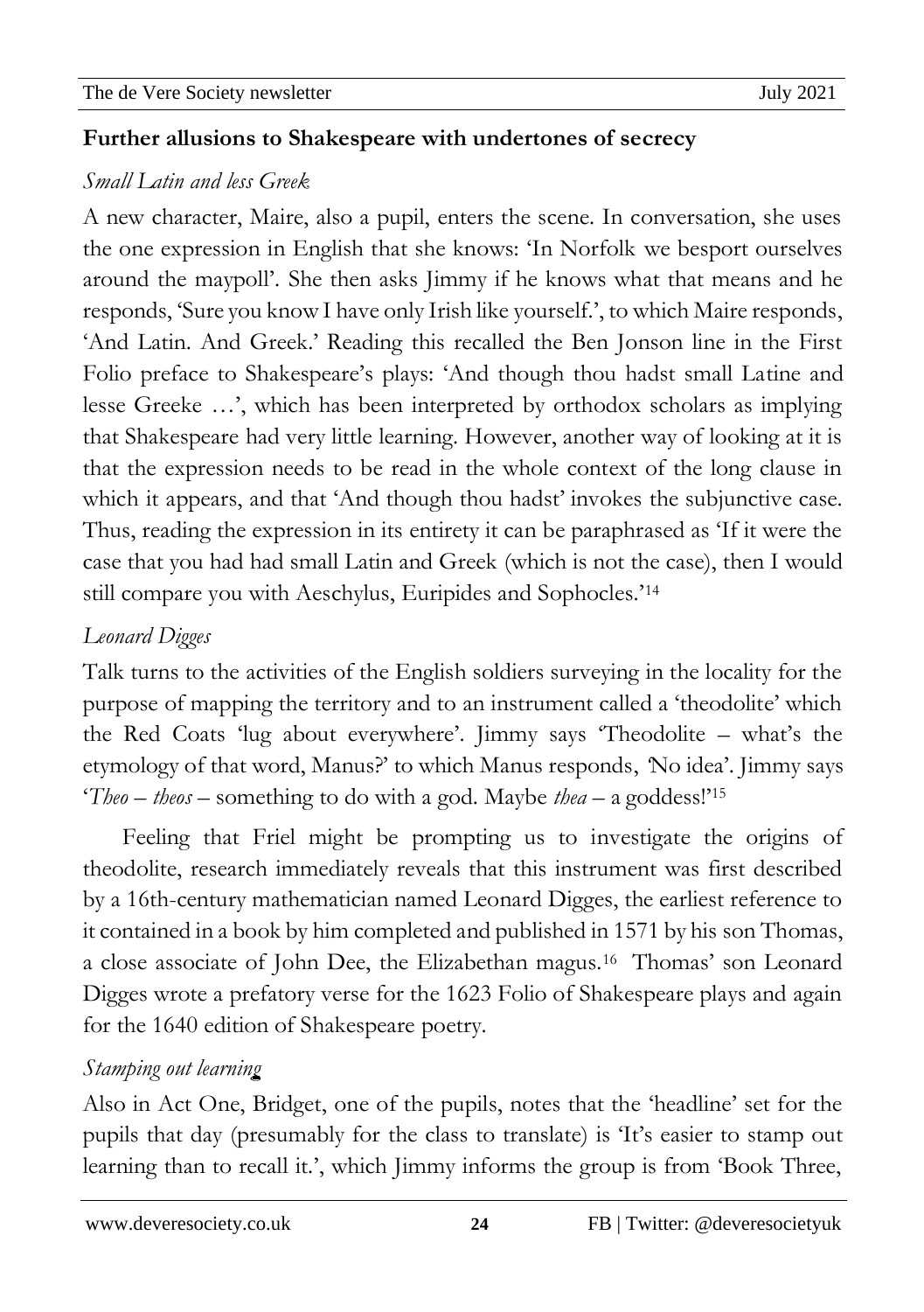## Further allusions to Shakespeare with undertones of secrecy

*Small Latin and less Greek*

A new character, Maire, also a pupil, enters the scene. In conversation, she uses the one expression in English that she knows: 'In Norfolk we besport ourselves around the maypoll'. She then asks Jimmy if he knows what that means and he responds, 'Sure you know I have only Irish like yourself.', to which Maire responds, 'And Latin. And Greek.' Reading this recalled the Ben Jonson line in the First Folio preface to Shakespeare's plays: 'And though thou hadst small Latine and lesse Greeke …', which has been interpreted by orthodox scholars as implying that Shakespeare had very little learning. However, another way of looking at it is that the expression needs to be read in the whole context of the long clause in which it appears, and that 'And though thou hadst' invokes the subjunctive case. Thus, reading the expression in its entirety it can be paraphrased as 'If it were the case that you had had small Latin and Greek (which is not the case), then I would still compare you with Aeschylus, Euripides and Sophocles.'[14]

*Leonard Digges*

Talk turns to the activities of the English soldiers surveying in the locality for the purpose of mapping the territory and to an instrument called a 'theodolite' which the Red Coats 'lug about everywhere'. Jimmy says 'Theodolite – what's the etymology of that word, Manus?' to which Manus responds, 'No idea'. Jimmy says '*Theo* – *theos* – something to do with a god. Maybe *thea* – a goddess!'[15]

Feeling that Friel might be prompting us to investigate the origins of theodolite, research immediately reveals that this instrument was first described by a 16th-century mathematician named Leonard Digges, the earliest reference to it contained in a book by him completed and published in 1571 by his son Thomas, a close associate of John Dee, the Elizabethan magus.[16] Thomas' son Leonard Digges wrote a prefatory verse for the 1623 Folio of Shakespeare plays and again for the 1640 edition of Shakespeare poetry.

*Stamping out learning*

Also in Act One, Bridget, one of the pupils, notes that the 'headline' set for the pupils that day (presumably for the class to translate) is 'It's easier to stamp out learning than to recall it.', which Jimmy informs the group is from 'Book Three,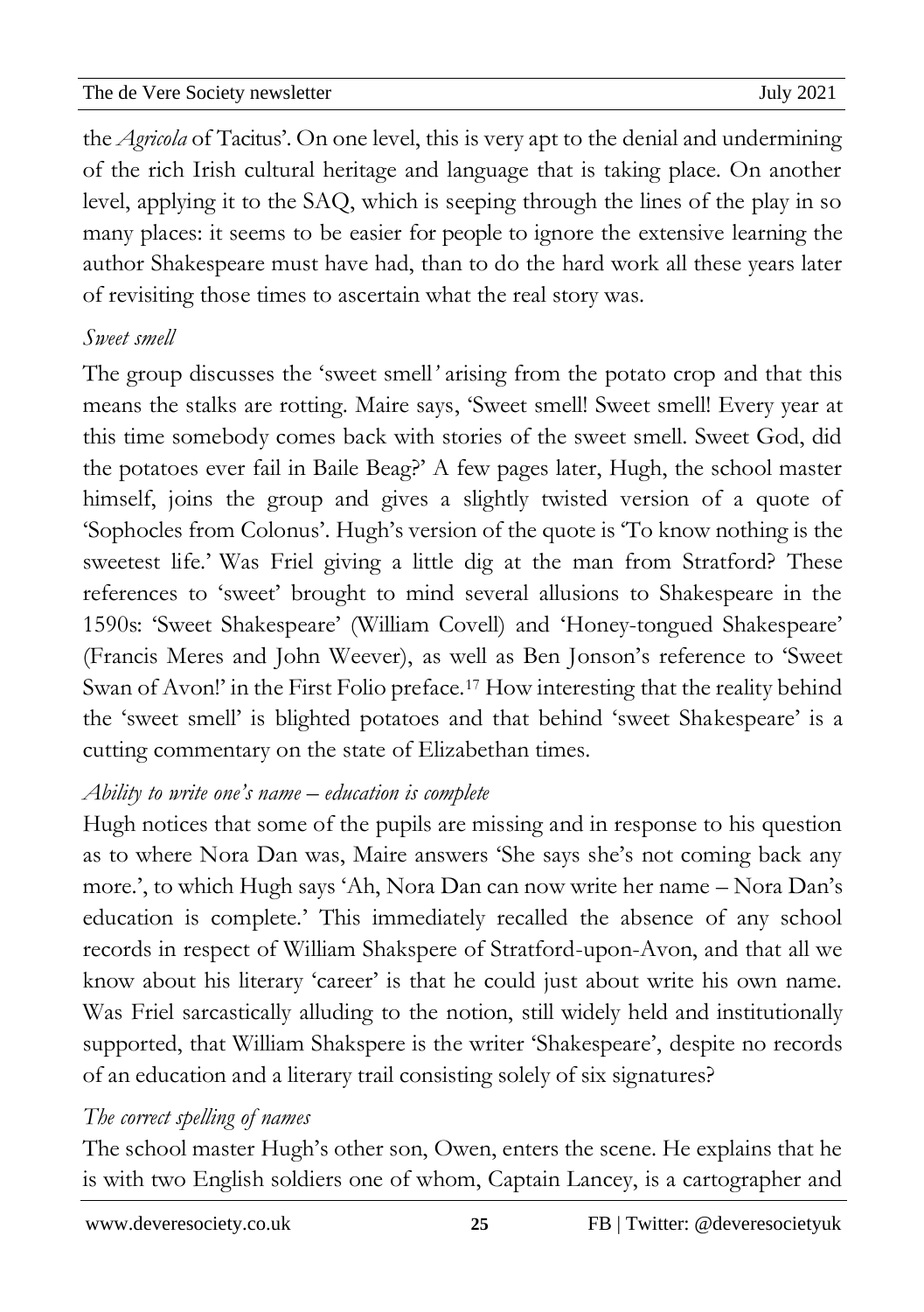the *Agricola* of Tacitus'. On one level, this is very apt to the denial and undermining of the rich Irish cultural heritage and language that is taking place. On another level, applying it to the SAQ, which is seeping through the lines of the play in so many places: it seems to be easier for people to ignore the extensive learning the author Shakespeare must have had, than to do the hard work all these years later of revisiting those times to ascertain what the real story was.

*Sweet smell*

The group discusses the 'sweet smell' arising from the potato crop and that this means the stalks are rotting. Maire says, 'Sweet smell! Sweet smell! Every year at this time somebody comes back with stories of the sweet smell. Sweet God, did the potatoes ever fail in Baile Beag?' A few pages later, Hugh, the school master himself, joins the group and gives a slightly twisted version of a quote of 'Sophocles from Colonus'. Hugh's version of the quote is 'To know nothing is the sweetest life.' Was Friel giving a little dig at the man from Stratford? These references to 'sweet' brought to mind several allusions to Shakespeare in the 1590s: 'Sweet Shakespeare' (William Covell) and 'Honey-tongued Shakespeare' (Francis Meres and John Weever), as well as Ben Jonson's reference to 'Sweet Swan of Avon!' in the First Folio preface.[17] How interesting that the reality behind the 'sweet smell' is blighted potatoes and that behind 'sweet Shakespeare' is a cutting commentary on the state of Elizabethan times.

*Ability to write one's name – education is complete*

Hugh notices that some of the pupils are missing and in response to his question as to where Nora Dan was, Maire answers 'She says she's not coming back any more.', to which Hugh says 'Ah, Nora Dan can now write her name – Nora Dan's education is complete.' This immediately recalled the absence of any school records in respect of William Shakspere of Stratford-upon-Avon, and that all we know about his literary 'career' is that he could just about write his own name. Was Friel sarcastically alluding to the notion, still widely held and institutionally supported, that William Shakspere is the writer 'Shakespeare', despite no records of an education and a literary trail consisting solely of six signatures?

*The correct spelling of names*

The school master Hugh's other son, Owen, enters the scene. He explains that he is with two English soldiers one of whom, Captain Lancey, is a cartographer and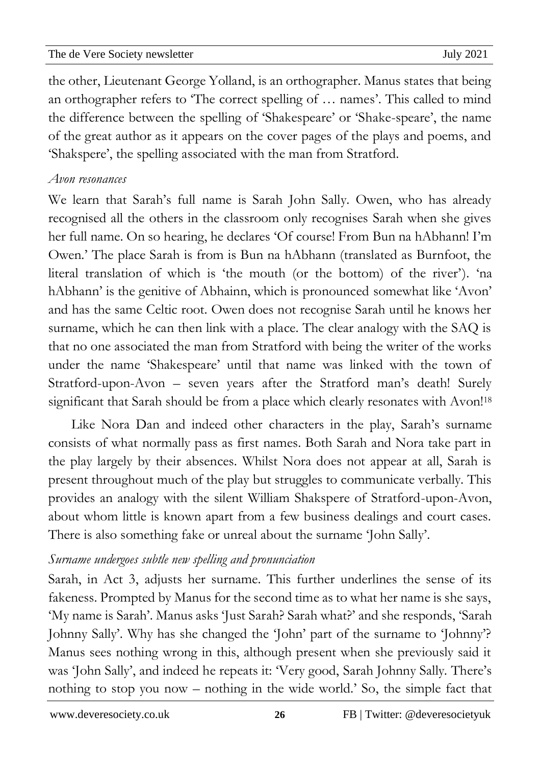the other, Lieutenant George Yolland, is an orthographer. Manus states that being an orthographer refers to 'The correct spelling of … names'. This called to mind the difference between the spelling of 'Shakespeare' or 'Shake-speare', the name of the great author as it appears on the cover pages of the plays and poems, and 'Shakspere', the spelling associated with the man from Stratford.

*Avon resonances*

We learn that Sarah's full name is Sarah John Sally. Owen, who has already recognised all the others in the classroom only recognises Sarah when she gives her full name. On so hearing, he declares 'Of course! From Bun na hAbhann! I'm Owen.' The place Sarah is from is Bun na hAbhann (translated as Burnfoot, the literal translation of which is 'the mouth (or the bottom) of the river'). 'na hAbhann' is the genitive of Abhainn, which is pronounced somewhat like 'Avon' and has the same Celtic root. Owen does not recognise Sarah until he knows her surname, which he can then link with a place. The clear analogy with the SAQ is that no one associated the man from Stratford with being the writer of the works under the name 'Shakespeare' until that name was linked with the town of Stratford-upon-Avon – seven years after the Stratford man's death! Surely significant that Sarah should be from a place which clearly resonates with Avon![18]

Like Nora Dan and indeed other characters in the play, Sarah's surname consists of what normally pass as first names. Both Sarah and Nora take part in the play largely by their absences. Whilst Nora does not appear at all, Sarah is present throughout much of the play but struggles to communicate verbally. This provides an analogy with the silent William Shakspere of Stratford-upon-Avon, about whom little is known apart from a few business dealings and court cases. There is also something fake or unreal about the surname 'John Sally'.

*Surname undergoes subtle new spelling and pronunciation*

Sarah, in Act 3, adjusts her surname. This further underlines the sense of its fakeness. Prompted by Manus for the second time as to what her name is she says, 'My name is Sarah'. Manus asks 'Just Sarah? Sarah what?' and she responds, 'Sarah Johnny Sally'. Why has she changed the 'John' part of the surname to 'Johnny'? Manus sees nothing wrong in this, although present when she previously said it was 'John Sally', and indeed he repeats it: 'Very good, Sarah Johnny Sally. There's nothing to stop you now – nothing in the wide world.' So, the simple fact that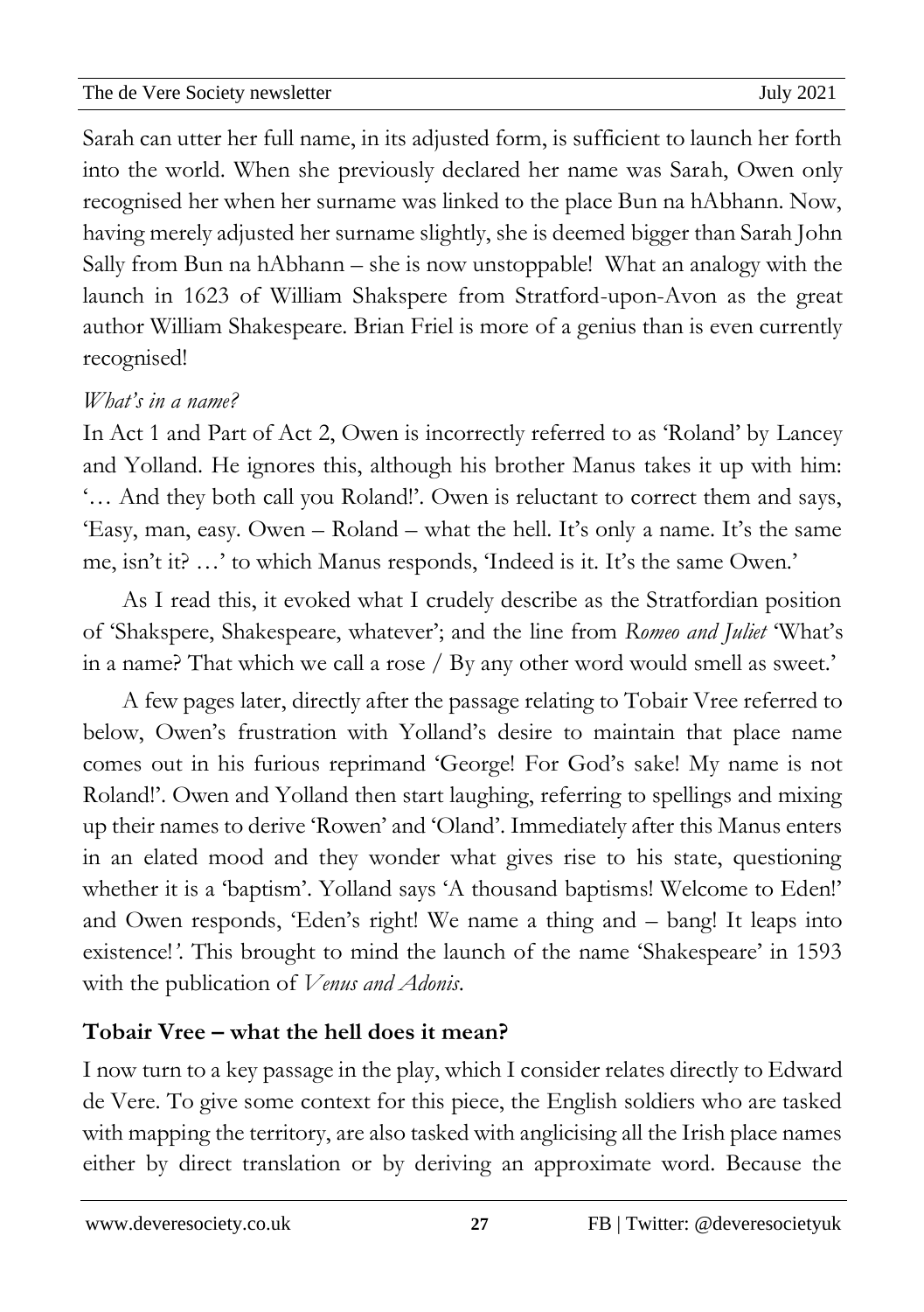Sarah can utter her full name, in its adjusted form, is sufficient to launch her forth into the world. When she previously declared her name was Sarah, Owen only recognised her when her surname was linked to the place Bun na hAbhann. Now, having merely adjusted her surname slightly, she is deemed bigger than Sarah John Sally from Bun na hAbhann – she is now unstoppable! What an analogy with the launch in 1623 of William Shakspere from Stratford-upon-Avon as the great author William Shakespeare. Brian Friel is more of a genius than is even currently recognised!

*What's in a name?*

In Act 1 and Part of Act 2, Owen is incorrectly referred to as 'Roland' by Lancey and Yolland. He ignores this, although his brother Manus takes it up with him: '… And they both call you Roland!'. Owen is reluctant to correct them and says, 'Easy, man, easy. Owen – Roland – what the hell. It's only a name. It's the same me, isn't it? …' to which Manus responds, 'Indeed is it. It's the same Owen.'

As I read this, it evoked what I crudely describe as the Stratfordian position of 'Shakspere, Shakespeare, whatever'; and the line from *Romeo and Juliet* 'What's in a name? That which we call a rose / By any other word would smell as sweet.'

A few pages later, directly after the passage relating to Tobair Vree referred to below, Owen's frustration with Yolland's desire to maintain that place name comes out in his furious reprimand 'George! For God's sake! My name is not Roland!'. Owen and Yolland then start laughing, referring to spellings and mixing up their names to derive 'Rowen' and 'Oland'. Immediately after this Manus enters in an elated mood and they wonder what gives rise to his state, questioning whether it is a 'baptism'. Yolland says 'A thousand baptisms! Welcome to Eden!' and Owen responds, 'Eden's right! We name a thing and – bang! It leaps into existence!*'*. This brought to mind the launch of the name 'Shakespeare' in 1593 with the publication of *Venus and Adonis*.

## Tobair Vree – what the hell does it mean?

I now turn to a key passage in the play, which I consider relates directly to Edward de Vere. To give some context for this piece, the English soldiers who are tasked with mapping the territory, are also tasked with anglicising all the Irish place names either by direct translation or by deriving an approximate word. Because the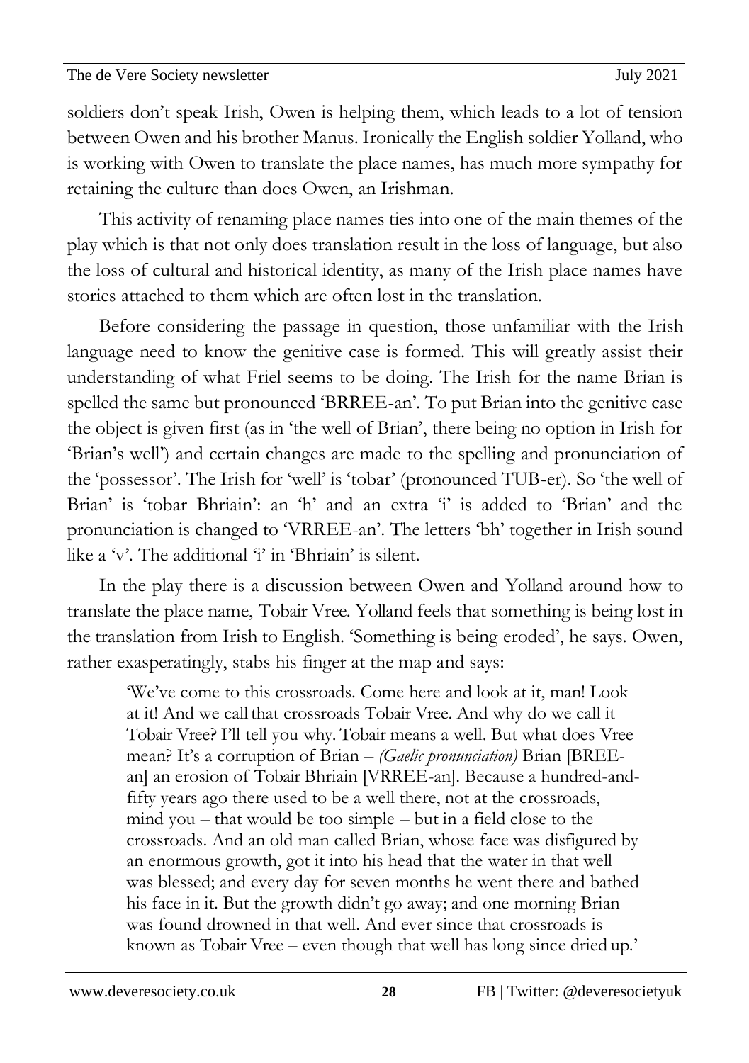soldiers don't speak Irish, Owen is helping them, which leads to a lot of tension between Owen and his brother Manus. Ironically the English soldier Yolland, who is working with Owen to translate the place names, has much more sympathy for retaining the culture than does Owen, an Irishman.

This activity of renaming place names ties into one of the main themes of the play which is that not only does translation result in the loss of language, but also the loss of cultural and historical identity, as many of the Irish place names have stories attached to them which are often lost in the translation.

Before considering the passage in question, those unfamiliar with the Irish language need to know the genitive case is formed. This will greatly assist their understanding of what Friel seems to be doing. The Irish for the name Brian is spelled the same but pronounced 'BRREE-an'. To put Brian into the genitive case the object is given first (as in 'the well of Brian', there being no option in Irish for 'Brian's well') and certain changes are made to the spelling and pronunciation of the 'possessor'. The Irish for 'well' is 'tobar' (pronounced TUB-er). So 'the well of Brian' is 'tobar Bhriain': an 'h' and an extra 'i' is added to 'Brian' and the pronunciation is changed to 'VRREE-an'. The letters 'bh' together in Irish sound like a 'v'. The additional 'i' in 'Bhriain' is silent.

In the play there is a discussion between Owen and Yolland around how to translate the place name, Tobair Vree. Yolland feels that something is being lost in the translation from Irish to English. 'Something is being eroded', he says. Owen, rather exasperatingly, stabs his finger at the map and says:

> 'We've come to this crossroads. Come here and look at it, man! Look at it! And we call that crossroads Tobair Vree. And why do we call it Tobair Vree? I'll tell you why. Tobair means a well. But what does Vree mean? It's a corruption of Brian – *(Gaelic pronunciation)* Brian [BREE-an] an erosion of Tobair Bhriain [VRREE-an]. Because a hundred-and-fifty years ago there used to be a well there, not at the crossroads, mind you – that would be too simple – but in a field close to the crossroads. And an old man called Brian, whose face was disfigured by an enormous growth, got it into his head that the water in that well was blessed; and every day for seven months he went there and bathed his face in it. But the growth didn't go away; and one morning Brian was found drowned in that well. And ever since that crossroads is known as Tobair Vree – even though that well has long since dried up.'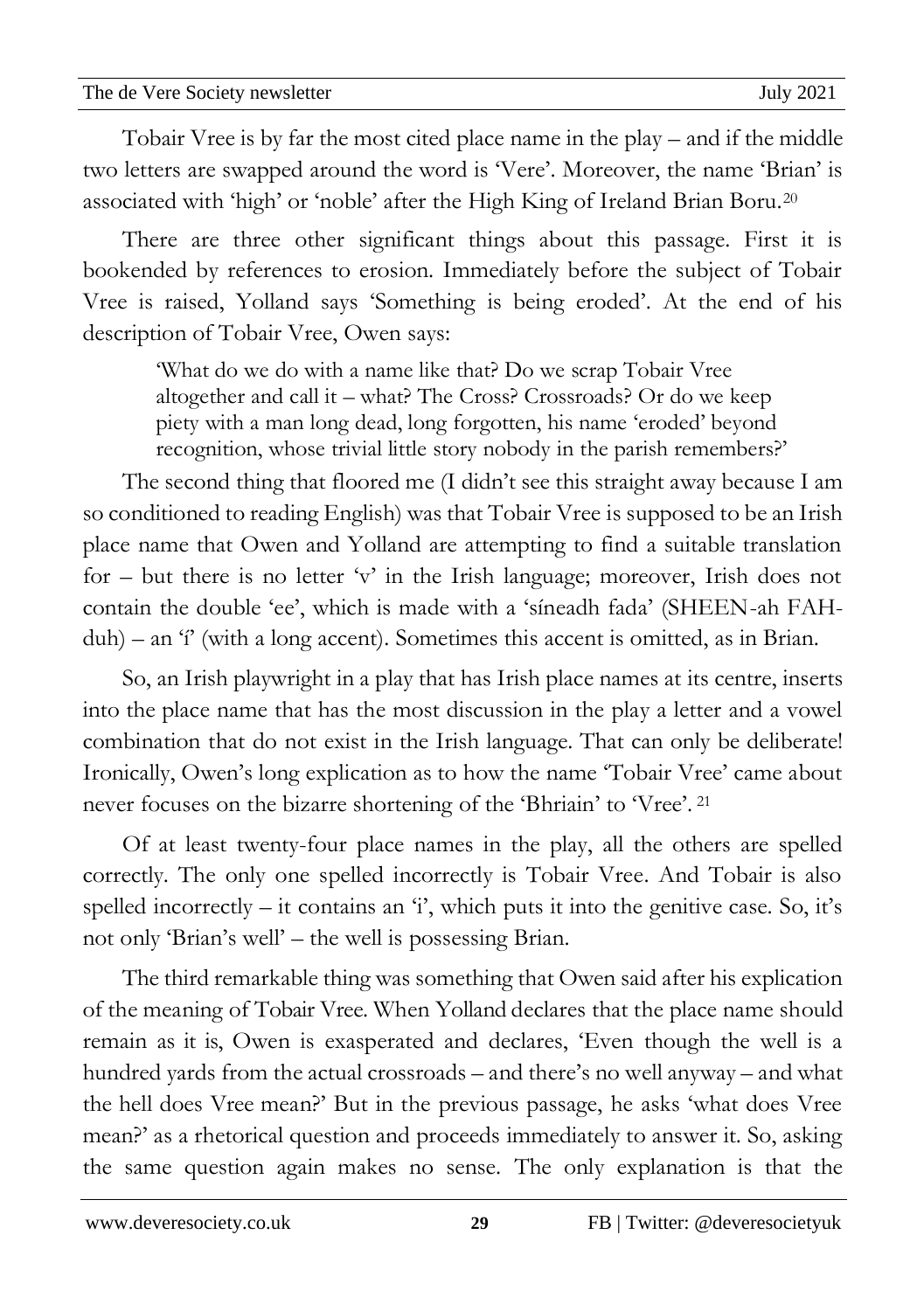Tobair Vree is by far the most cited place name in the play – and if the middle two letters are swapped around the word is 'Vere'. Moreover, the name 'Brian' is associated with 'high' or 'noble' after the High King of Ireland Brian Boru.[20]

There are three other significant things about this passage. First it is bookended by references to erosion. Immediately before the subject of Tobair Vree is raised, Yolland says 'Something is being eroded'. At the end of his description of Tobair Vree, Owen says:

> 'What do we do with a name like that? Do we scrap Tobair Vree altogether and call it – what? The Cross? Crossroads? Or do we keep piety with a man long dead, long forgotten, his name 'eroded' beyond recognition, whose trivial little story nobody in the parish remembers?'

The second thing that floored me (I didn't see this straight away because I am so conditioned to reading English) was that Tobair Vree is supposed to be an Irish place name that Owen and Yolland are attempting to find a suitable translation for – but there is no letter 'v' in the Irish language; moreover, Irish does not contain the double 'ee', which is made with a 'síneadh fada' (SHEEN-ah FAH-duh) – an 'í' (with a long accent). Sometimes this accent is omitted, as in Brian.

So, an Irish playwright in a play that has Irish place names at its centre, inserts into the place name that has the most discussion in the play a letter and a vowel combination that do not exist in the Irish language. That can only be deliberate! Ironically, Owen's long explication as to how the name 'Tobair Vree' came about never focuses on the bizarre shortening of the 'Bhriain' to 'Vree'. [21]

Of at least twenty-four place names in the play, all the others are spelled correctly. The only one spelled incorrectly is Tobair Vree. And Tobair is also spelled incorrectly – it contains an 'i', which puts it into the genitive case. So, it's not only 'Brian's well' – the well is possessing Brian.

The third remarkable thing was something that Owen said after his explication of the meaning of Tobair Vree. When Yolland declares that the place name should remain as it is, Owen is exasperated and declares, 'Even though the well is a hundred yards from the actual crossroads – and there's no well anyway – and what the hell does Vree mean?' But in the previous passage, he asks 'what does Vree mean?' as a rhetorical question and proceeds immediately to answer it. So, asking the same question again makes no sense. The only explanation is that the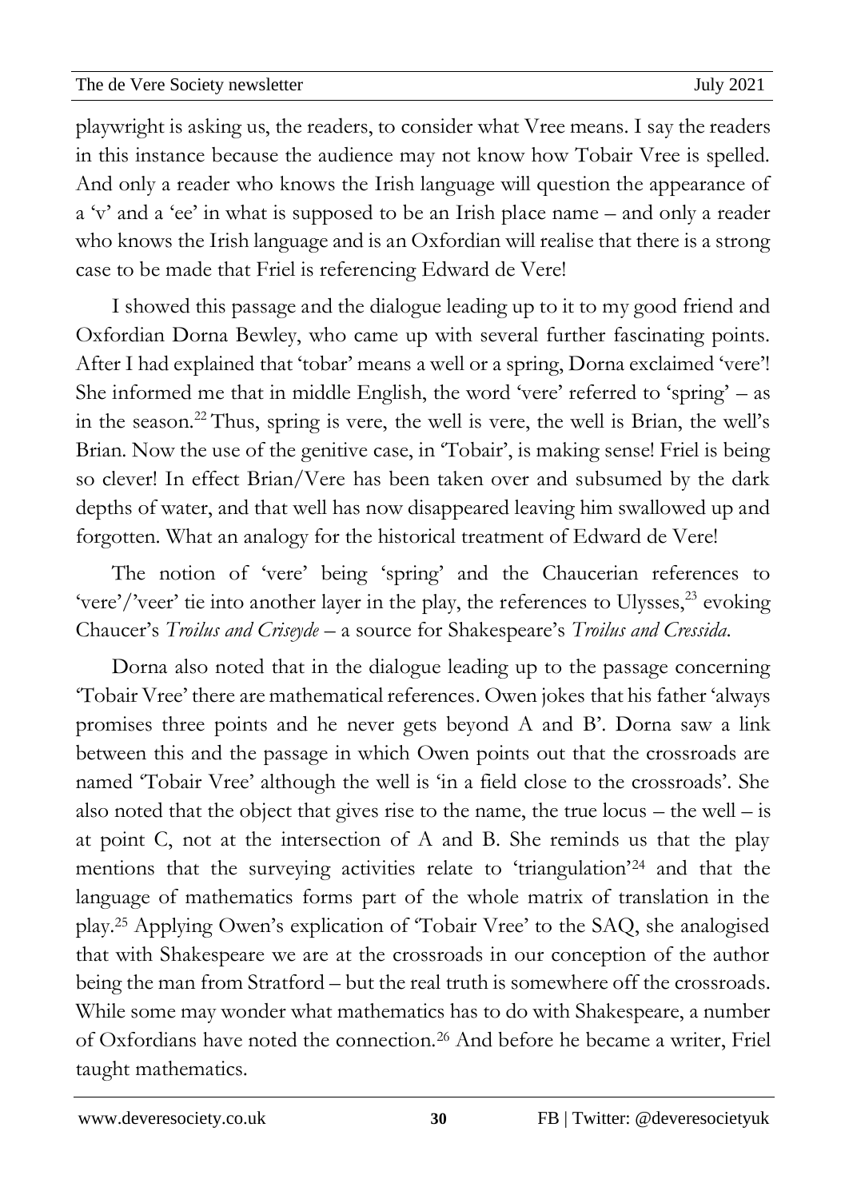playwright is asking us, the readers, to consider what Vree means. I say the readers in this instance because the audience may not know how Tobair Vree is spelled. And only a reader who knows the Irish language will question the appearance of a 'v' and a 'ee' in what is supposed to be an Irish place name – and only a reader who knows the Irish language and is an Oxfordian will realise that there is a strong case to be made that Friel is referencing Edward de Vere!

I showed this passage and the dialogue leading up to it to my good friend and Oxfordian Dorna Bewley, who came up with several further fascinating points. After I had explained that 'tobar' means a well or a spring, Dorna exclaimed 'vere'! She informed me that in middle English, the word 'vere' referred to 'spring' – as in the season.[22] Thus, spring is vere, the well is vere, the well is Brian, the well's Brian. Now the use of the genitive case, in 'Tobair', is making sense! Friel is being so clever! In effect Brian/Vere has been taken over and subsumed by the dark depths of water, and that well has now disappeared leaving him swallowed up and forgotten. What an analogy for the historical treatment of Edward de Vere!

The notion of 'vere' being 'spring' and the Chaucerian references to 'vere'/'veer' tie into another layer in the play, the references to Ulysses,[23] evoking Chaucer's *Troilus and Criseyde* – a source for Shakespeare's *Troilus and Cressida*.

Dorna also noted that in the dialogue leading up to the passage concerning 'Tobair Vree' there are mathematical references. Owen jokes that his father 'always promises three points and he never gets beyond A and B'. Dorna saw a link between this and the passage in which Owen points out that the crossroads are named 'Tobair Vree' although the well is 'in a field close to the crossroads'. She also noted that the object that gives rise to the name, the true locus – the well – is at point C, not at the intersection of A and B. She reminds us that the play mentions that the surveying activities relate to 'triangulation'[24] and that the language of mathematics forms part of the whole matrix of translation in the play.[25] Applying Owen's explication of 'Tobair Vree' to the SAQ, she analogised that with Shakespeare we are at the crossroads in our conception of the author being the man from Stratford – but the real truth is somewhere off the crossroads. While some may wonder what mathematics has to do with Shakespeare, a number of Oxfordians have noted the connection.[26] And before he became a writer, Friel taught mathematics.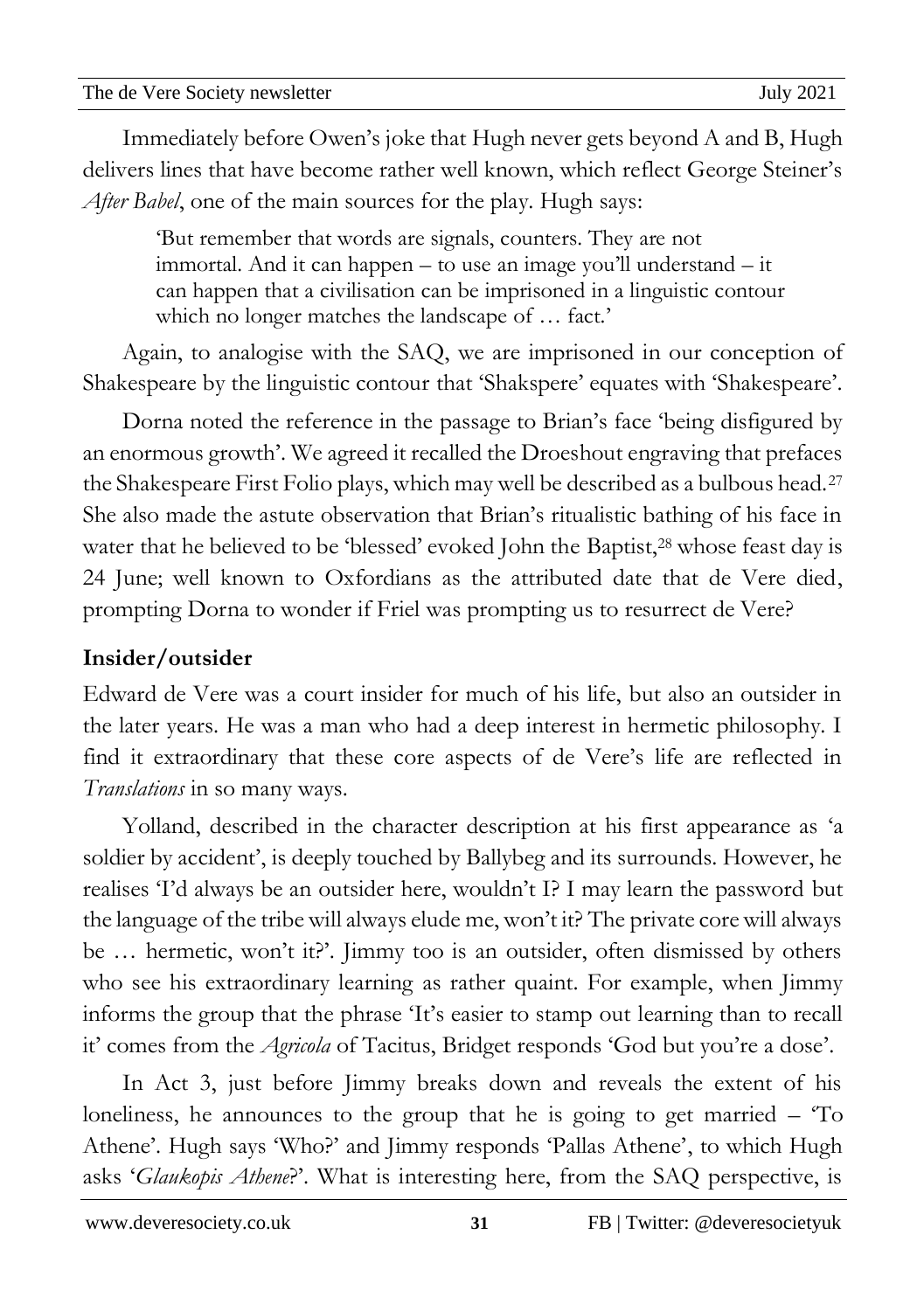Immediately before Owen's joke that Hugh never gets beyond A and B, Hugh delivers lines that have become rather well known, which reflect George Steiner's *After Babel*, one of the main sources for the play. Hugh says:

> 'But remember that words are signals, counters. They are not immortal. And it can happen – to use an image you'll understand – it can happen that a civilisation can be imprisoned in a linguistic contour which no longer matches the landscape of … fact.'

Again, to analogise with the SAQ, we are imprisoned in our conception of Shakespeare by the linguistic contour that 'Shakspere' equates with 'Shakespeare'.

Dorna noted the reference in the passage to Brian's face 'being disfigured by an enormous growth'. We agreed it recalled the Droeshout engraving that prefaces the Shakespeare First Folio plays, which may well be described as a bulbous head.[27] She also made the astute observation that Brian's ritualistic bathing of his face in water that he believed to be 'blessed' evoked John the Baptist,[28] whose feast day is 24 June; well known to Oxfordians as the attributed date that de Vere died, prompting Dorna to wonder if Friel was prompting us to resurrect de Vere?

## Insider/outsider

Edward de Vere was a court insider for much of his life, but also an outsider in the later years. He was a man who had a deep interest in hermetic philosophy. I find it extraordinary that these core aspects of de Vere's life are reflected in *Translations* in so many ways.

Yolland, described in the character description at his first appearance as 'a soldier by accident', is deeply touched by Ballybeg and its surrounds. However, he realises 'I'd always be an outsider here, wouldn't I? I may learn the password but the language of the tribe will always elude me, won't it? The private core will always be … hermetic, won't it?'. Jimmy too is an outsider, often dismissed by others who see his extraordinary learning as rather quaint. For example, when Jimmy informs the group that the phrase 'It's easier to stamp out learning than to recall it' comes from the *Agricola* of Tacitus, Bridget responds 'God but you're a dose'.

In Act 3, just before Jimmy breaks down and reveals the extent of his loneliness, he announces to the group that he is going to get married – 'To Athene'. Hugh says 'Who?' and Jimmy responds 'Pallas Athene', to which Hugh asks '*Glaukopis Athene*?'. What is interesting here, from the SAQ perspective, is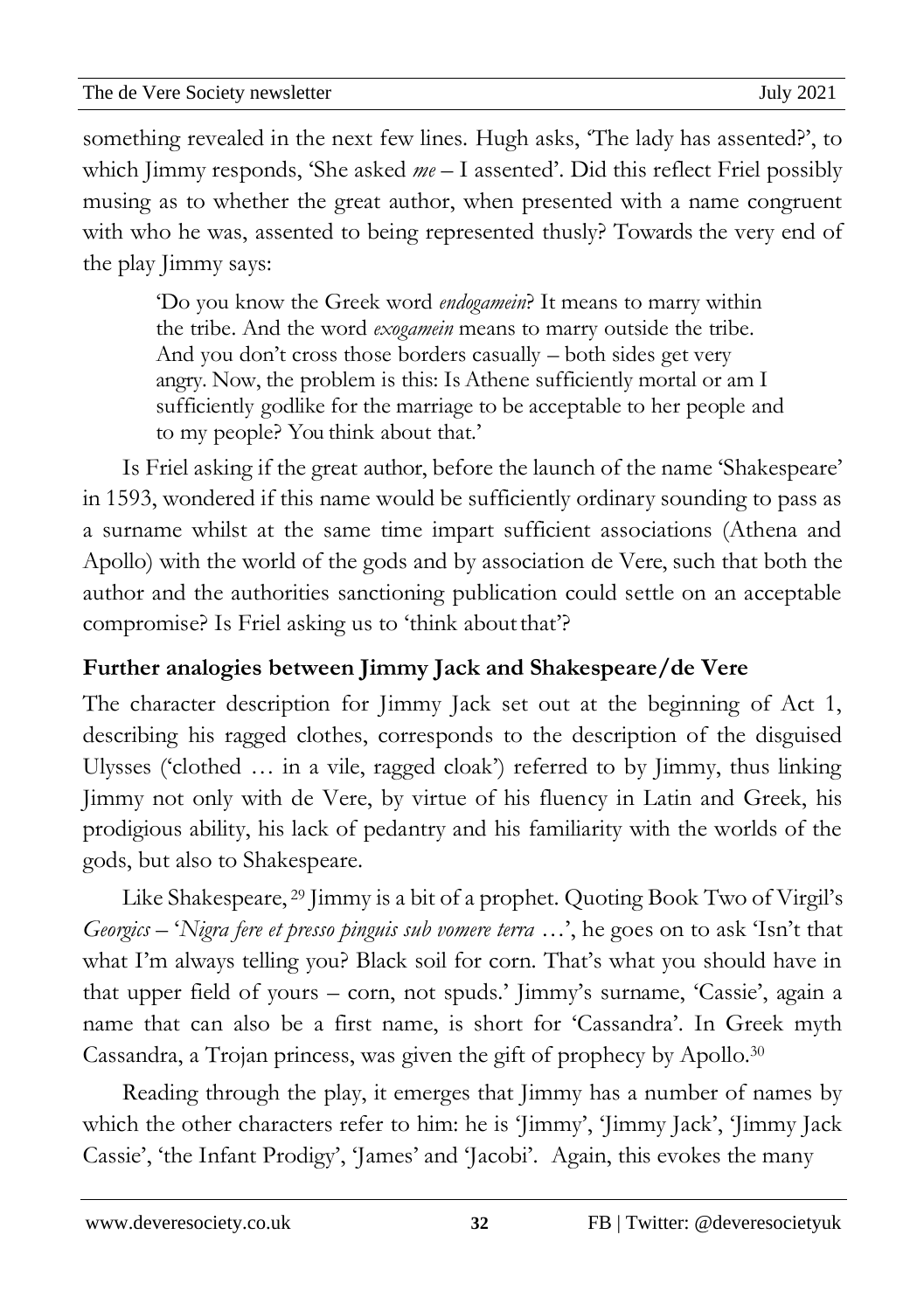something revealed in the next few lines. Hugh asks, 'The lady has assented?', to which Jimmy responds, 'She asked *me* – I assented'. Did this reflect Friel possibly musing as to whether the great author, when presented with a name congruent with who he was, assented to being represented thusly? Towards the very end of the play Jimmy says:

> 'Do you know the Greek word *endogamein*? It means to marry within the tribe. And the word *exogamein* means to marry outside the tribe. And you don't cross those borders casually – both sides get very angry. Now, the problem is this: Is Athene sufficiently mortal or am I sufficiently godlike for the marriage to be acceptable to her people and to my people? You think about that.'

Is Friel asking if the great author, before the launch of the name 'Shakespeare' in 1593, wondered if this name would be sufficiently ordinary sounding to pass as a surname whilst at the same time impart sufficient associations (Athena and Apollo) with the world of the gods and by association de Vere, such that both the author and the authorities sanctioning publication could settle on an acceptable compromise? Is Friel asking us to 'think about that'?

## Further analogies between Jimmy Jack and Shakespeare/de Vere

The character description for Jimmy Jack set out at the beginning of Act 1, describing his ragged clothes, corresponds to the description of the disguised Ulysses ('clothed … in a vile, ragged cloak') referred to by Jimmy, thus linking Jimmy not only with de Vere, by virtue of his fluency in Latin and Greek, his prodigious ability, his lack of pedantry and his familiarity with the worlds of the gods, but also to Shakespeare.

Like Shakespeare, [29] Jimmy is a bit of a prophet. Quoting Book Two of Virgil's *Georgics* – '*Nigra fere et presso pinguis sub vomere terra* …', he goes on to ask 'Isn't that what I'm always telling you? Black soil for corn. That's what you should have in that upper field of yours – corn, not spuds.' Jimmy's surname, 'Cassie', again a name that can also be a first name, is short for 'Cassandra'. In Greek myth Cassandra, a Trojan princess, was given the gift of prophecy by Apollo.[30]

Reading through the play, it emerges that Jimmy has a number of names by which the other characters refer to him: he is 'Jimmy', 'Jimmy Jack', 'Jimmy Jack Cassie', 'the Infant Prodigy', 'James' and 'Jacobi'. Again, this evokes the many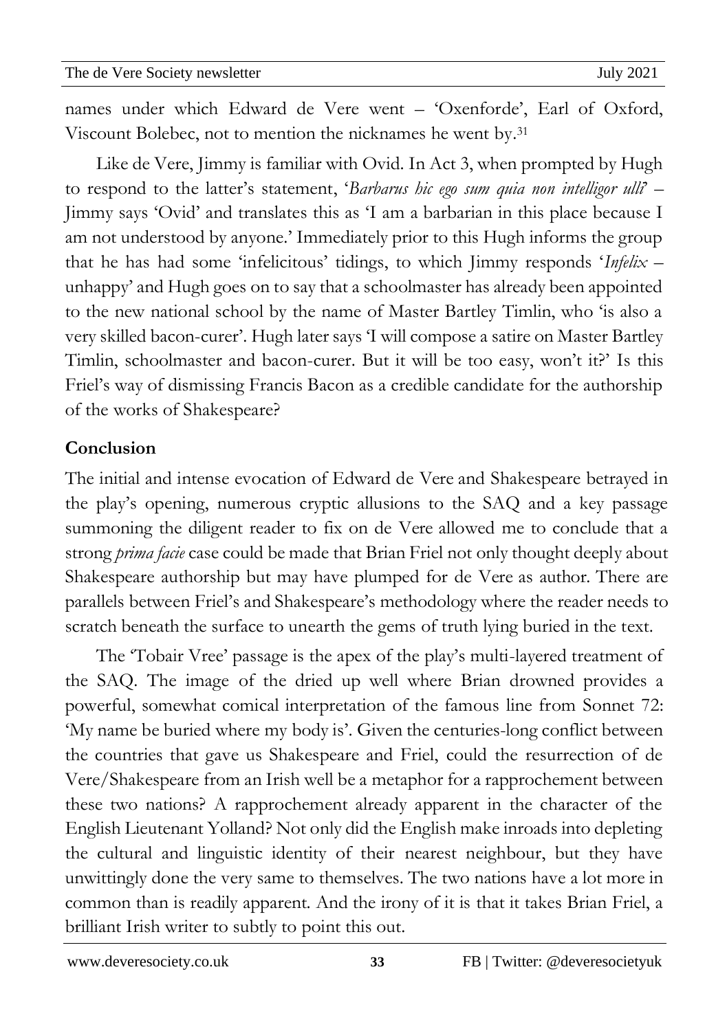names under which Edward de Vere went – 'Oxenforde', Earl of Oxford, Viscount Bolebec, not to mention the nicknames he went by.[31]

Like de Vere, Jimmy is familiar with Ovid. In Act 3, when prompted by Hugh to respond to the latter's statement, '*Barbarus hic ego sum quia non intelligor ulli*' – Jimmy says 'Ovid' and translates this as 'I am a barbarian in this place because I am not understood by anyone.' Immediately prior to this Hugh informs the group that he has had some 'infelicitous' tidings, to which Jimmy responds '*Infelix* – unhappy' and Hugh goes on to say that a schoolmaster has already been appointed to the new national school by the name of Master Bartley Timlin, who 'is also a very skilled bacon-curer'. Hugh later says 'I will compose a satire on Master Bartley Timlin, schoolmaster and bacon-curer. But it will be too easy, won't it?' Is this Friel's way of dismissing Francis Bacon as a credible candidate for the authorship of the works of Shakespeare?

## Conclusion

The initial and intense evocation of Edward de Vere and Shakespeare betrayed in the play's opening, numerous cryptic allusions to the SAQ and a key passage summoning the diligent reader to fix on de Vere allowed me to conclude that a strong *prima facie* case could be made that Brian Friel not only thought deeply about Shakespeare authorship but may have plumped for de Vere as author. There are parallels between Friel's and Shakespeare's methodology where the reader needs to scratch beneath the surface to unearth the gems of truth lying buried in the text.

The 'Tobair Vree' passage is the apex of the play's multi-layered treatment of the SAQ. The image of the dried up well where Brian drowned provides a powerful, somewhat comical interpretation of the famous line from Sonnet 72: 'My name be buried where my body is'. Given the centuries-long conflict between the countries that gave us Shakespeare and Friel, could the resurrection of de Vere/Shakespeare from an Irish well be a metaphor for a rapprochement between these two nations? A rapprochement already apparent in the character of the English Lieutenant Yolland? Not only did the English make inroads into depleting the cultural and linguistic identity of their nearest neighbour, but they have unwittingly done the very same to themselves. The two nations have a lot more in common than is readily apparent. And the irony of it is that it takes Brian Friel, a brilliant Irish writer to subtly to point this out.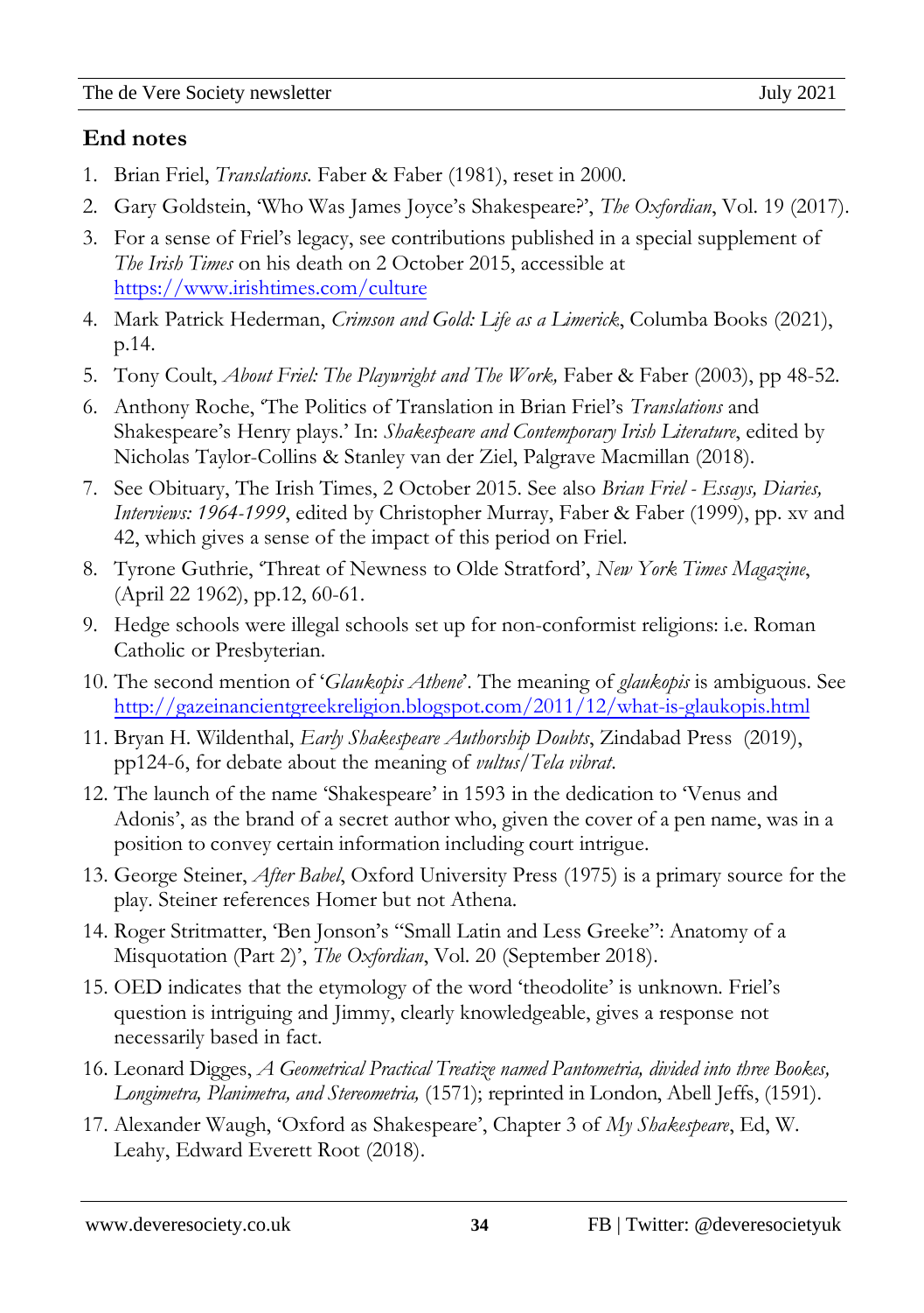## End notes

1. Brian Friel, *Translations*. Faber & Faber (1981), reset in 2000.
2. Gary Goldstein, 'Who Was James Joyce's Shakespeare?', *The Oxfordian*, Vol. 19 (2017).
3. For a sense of Friel's legacy, see contributions published in a special supplement of *The Irish Times* on his death on 2 October 2015, accessible at https://www.irishtimes.com/culture
4. Mark Patrick Hederman, *Crimson and Gold: Life as a Limerick*, Columba Books (2021), p.14.
5. Tony Coult, *About Friel: The Playwright and The Work,* Faber & Faber (2003), pp 48-52.
6. Anthony Roche, 'The Politics of Translation in Brian Friel's *Translations* and Shakespeare's Henry plays.' In: *Shakespeare and Contemporary Irish Literature*, edited by Nicholas Taylor-Collins & Stanley van der Ziel, Palgrave Macmillan (2018).
7. See Obituary, The Irish Times, 2 October 2015. See also *Brian Friel - Essays, Diaries, Interviews: 1964-1999*, edited by Christopher Murray, Faber & Faber (1999), pp. xv and 42, which gives a sense of the impact of this period on Friel.
8. Tyrone Guthrie, 'Threat of Newness to Olde Stratford', *New York Times Magazine*, (April 22 1962), pp.12, 60-61.
9. Hedge schools were illegal schools set up for non-conformist religions: i.e. Roman Catholic or Presbyterian.
10. The second mention of '*Glaukopis Athene*'. The meaning of *glaukopis* is ambiguous. See http://gazeinancientgreekreligion.blogspot.com/2011/12/what-is-glaukopis.html
11. Bryan H. Wildenthal, *Early Shakespeare Authorship Doubts*, Zindabad Press (2019), pp124-6, for debate about the meaning of *vultus/Tela vibrat*.
12. The launch of the name 'Shakespeare' in 1593 in the dedication to 'Venus and Adonis', as the brand of a secret author who, given the cover of a pen name, was in a position to convey certain information including court intrigue.
13. George Steiner, *After Babel*, Oxford University Press (1975) is a primary source for the play. Steiner references Homer but not Athena.
14. Roger Stritmatter, 'Ben Jonson's "Small Latin and Less Greeke": Anatomy of a Misquotation (Part 2)', *The Oxfordian*, Vol. 20 (September 2018).
15. OED indicates that the etymology of the word 'theodolite' is unknown. Friel's question is intriguing and Jimmy, clearly knowledgeable, gives a response not necessarily based in fact.
16. Leonard Digges, *A Geometrical Practical Treatize named Pantometria, divided into three Bookes, Longimetra, Planimetra, and Stereometria,* (1571); reprinted in London, Abell Jeffs, (1591).
17. Alexander Waugh, 'Oxford as Shakespeare', Chapter 3 of *My Shakespeare*, Ed, W. Leahy, Edward Everett Root (2018).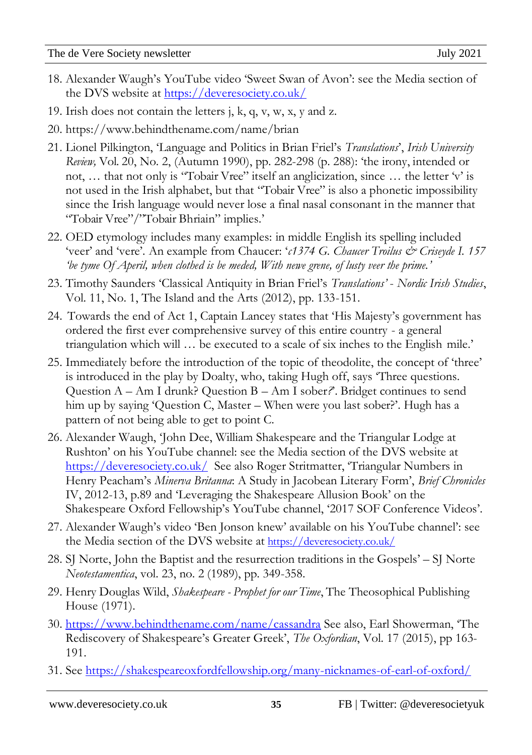18. Alexander Waugh's YouTube video 'Sweet Swan of Avon': see the Media section of the DVS website at https://deveresociety.co.uk/
19. Irish does not contain the letters j, k, q, v, w, x, y and z.
20. https://www.behindthename.com/name/brian
21. Lionel Pilkington, 'Language and Politics in Brian Friel's *Translations*', *Irish University Review,* Vol. 20, No. 2, (Autumn 1990), pp. 282-298 (p. 288): 'the irony, intended or not, … that not only is "Tobair Vree" itself an anglicization, since … the letter 'v' is not used in the Irish alphabet, but that "Tobair Vree" is also a phonetic impossibility since the Irish language would never lose a final nasal consonant in the manner that "Tobair Vree"/"Tobair Bhriain" implies.'
22. OED etymology includes many examples: in middle English its spelling included 'veer' and 'vere'. An example from Chaucer: '*c1374 G. Chaucer Troilus & Criseyde I. 157 'be tyme Of Aperil, when clothed is be meded, With newe grene, of lusty veer the prime.'*
23. Timothy Saunders 'Classical Antiquity in Brian Friel's *Translations' - Nordic Irish Studies*, Vol. 11, No. 1, The Island and the Arts (2012), pp. 133-151.
24. Towards the end of Act 1, Captain Lancey states that 'His Majesty's government has ordered the first ever comprehensive survey of this entire country - a general triangulation which will … be executed to a scale of six inches to the English mile.'
25. Immediately before the introduction of the topic of theodolite, the concept of 'three' is introduced in the play by Doalty, who, taking Hugh off, says 'Three questions. Question A – Am I drunk? Question B – Am I sober*?*'. Bridget continues to send him up by saying 'Question C, Master – When were you last sober?'. Hugh has a pattern of not being able to get to point C.
26. Alexander Waugh, 'John Dee, William Shakespeare and the Triangular Lodge at Rushton' on his YouTube channel: see the Media section of the DVS website at https://deveresociety.co.uk/ See also Roger Stritmatter, 'Triangular Numbers in Henry Peacham's *Minerva Britanna*: A Study in Jacobean Literary Form', *Brief Chronicles* IV, 2012-13, p.89 and 'Leveraging the Shakespeare Allusion Book' on the Shakespeare Oxford Fellowship's YouTube channel, '2017 SOF Conference Videos'.
27. Alexander Waugh's video 'Ben Jonson knew' available on his YouTube channel': see the Media section of the DVS website at https://deveresociety.co.uk/
28. SJ Norte, John the Baptist and the resurrection traditions in the Gospels' – SJ Norte *Neotestamentica*, vol. 23, no. 2 (1989), pp. 349-358.
29. Henry Douglas Wild, *Shakespeare - Prophet for our Time*, The Theosophical Publishing House (1971).
30. https://www.behindthename.com/name/cassandra See also, Earl Showerman, 'The Rediscovery of Shakespeare's Greater Greek', *The Oxfordian*, Vol. 17 (2015), pp 163-191.
31. See https://shakespeareoxfordfellowship.org/many-nicknames-of-earl-of-oxford/